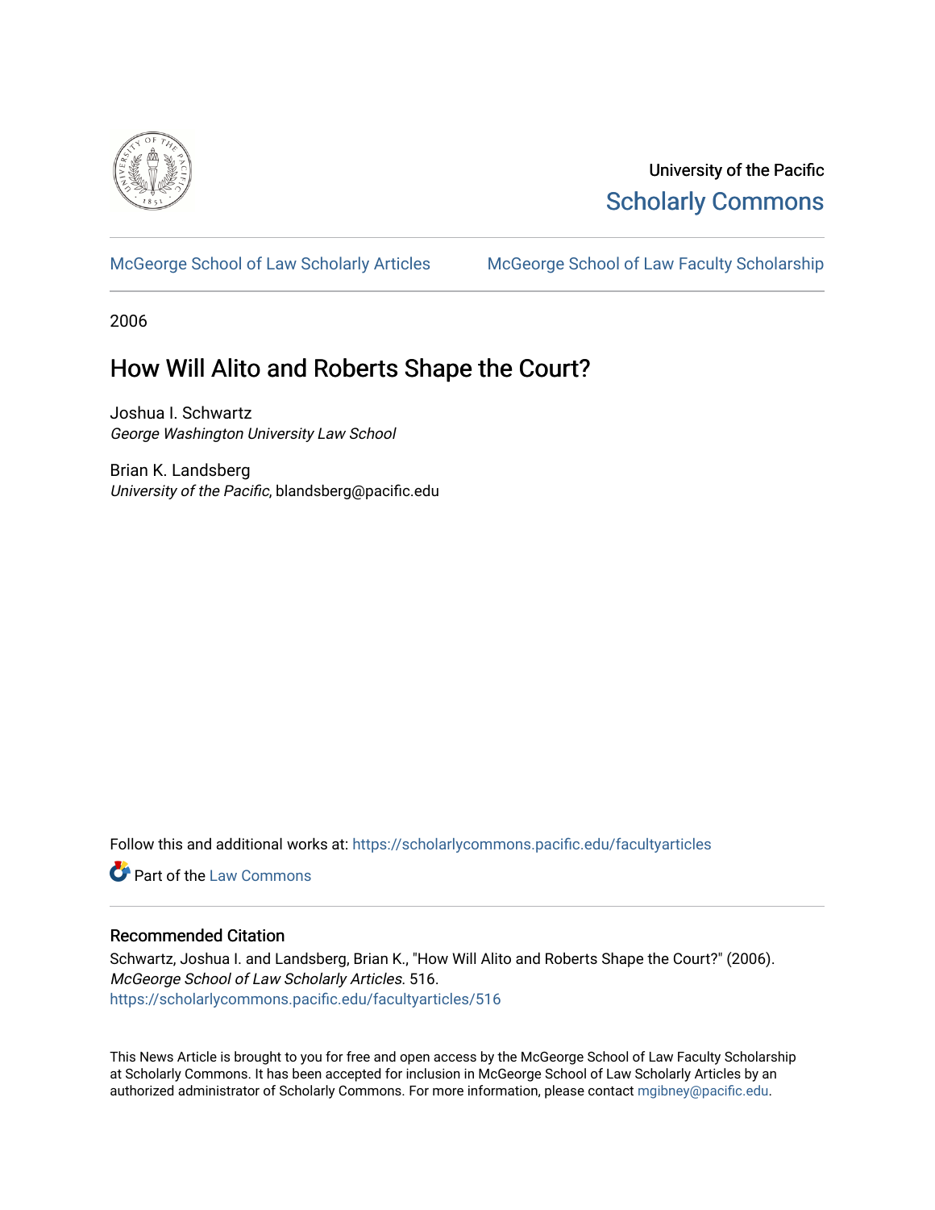University of the Pacific
Scholarly Commons

McGeorge School of Law Scholarly Articles | McGeorge School of Law Faculty Scholarship

2006

# How Will Alito and Roberts Shape the Court?

Joshua I. Schwartz
*George Washington University Law School*

Brian K. Landsberg
*University of the Pacific*, blandsberg@pacific.edu

Follow this and additional works at: https://scholarlycommons.pacific.edu/facultyarticles

Part of the Law Commons

## Recommended Citation

Schwartz, Joshua I. and Landsberg, Brian K., "How Will Alito and Roberts Shape the Court?" (2006). *McGeorge School of Law Scholarly Articles*. 516.
https://scholarlycommons.pacific.edu/facultyarticles/516

This News Article is brought to you for free and open access by the McGeorge School of Law Faculty Scholarship at Scholarly Commons. It has been accepted for inclusion in McGeorge School of Law Scholarly Articles by an authorized administrator of Scholarly Commons. For more information, please contact mgibney@pacific.edu.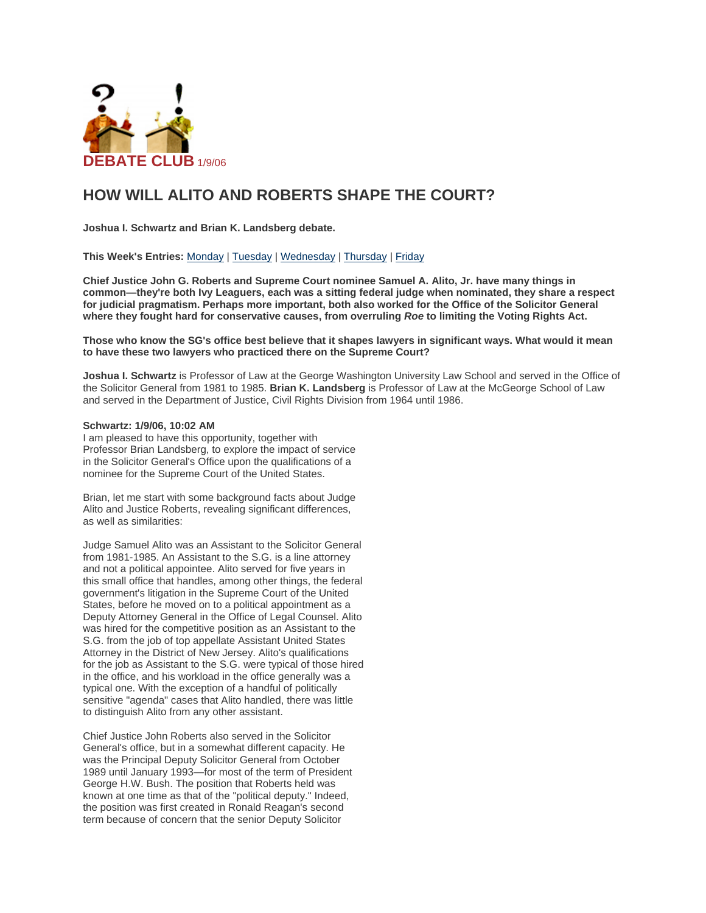**DEBATE CLUB** 1/9/06

# HOW WILL ALITO AND ROBERTS SHAPE THE COURT?

**Joshua I. Schwartz and Brian K. Landsberg debate.**

**This Week's Entries:** Monday | Tuesday | Wednesday | Thursday | Friday

**Chief Justice John G. Roberts and Supreme Court nominee Samuel A. Alito, Jr. have many things in common—they're both Ivy Leaguers, each was a sitting federal judge when nominated, they share a respect for judicial pragmatism. Perhaps more important, both also worked for the Office of the Solicitor General where they fought hard for conservative causes, from overruling *Roe* to limiting the Voting Rights Act.**

**Those who know the SG's office best believe that it shapes lawyers in significant ways. What would it mean to have these two lawyers who practiced there on the Supreme Court?**

**Joshua I. Schwartz** is Professor of Law at the George Washington University Law School and served in the Office of the Solicitor General from 1981 to 1985. **Brian K. Landsberg** is Professor of Law at the McGeorge School of Law and served in the Department of Justice, Civil Rights Division from 1964 until 1986.

**Schwartz: 1/9/06, 10:02 AM**

I am pleased to have this opportunity, together with Professor Brian Landsberg, to explore the impact of service in the Solicitor General's Office upon the qualifications of a nominee for the Supreme Court of the United States.

Brian, let me start with some background facts about Judge Alito and Justice Roberts, revealing significant differences, as well as similarities:

Judge Samuel Alito was an Assistant to the Solicitor General from 1981-1985. An Assistant to the S.G. is a line attorney and not a political appointee. Alito served for five years in this small office that handles, among other things, the federal government's litigation in the Supreme Court of the United States, before he moved on to a political appointment as a Deputy Attorney General in the Office of Legal Counsel. Alito was hired for the competitive position as an Assistant to the S.G. from the job of top appellate Assistant United States Attorney in the District of New Jersey. Alito's qualifications for the job as Assistant to the S.G. were typical of those hired in the office, and his workload in the office generally was a typical one. With the exception of a handful of politically sensitive "agenda" cases that Alito handled, there was little to distinguish Alito from any other assistant.

Chief Justice John Roberts also served in the Solicitor General's office, but in a somewhat different capacity. He was the Principal Deputy Solicitor General from October 1989 until January 1993—for most of the term of President George H.W. Bush. The position that Roberts held was known at one time as that of the "political deputy." Indeed, the position was first created in Ronald Reagan's second term because of concern that the senior Deputy Solicitor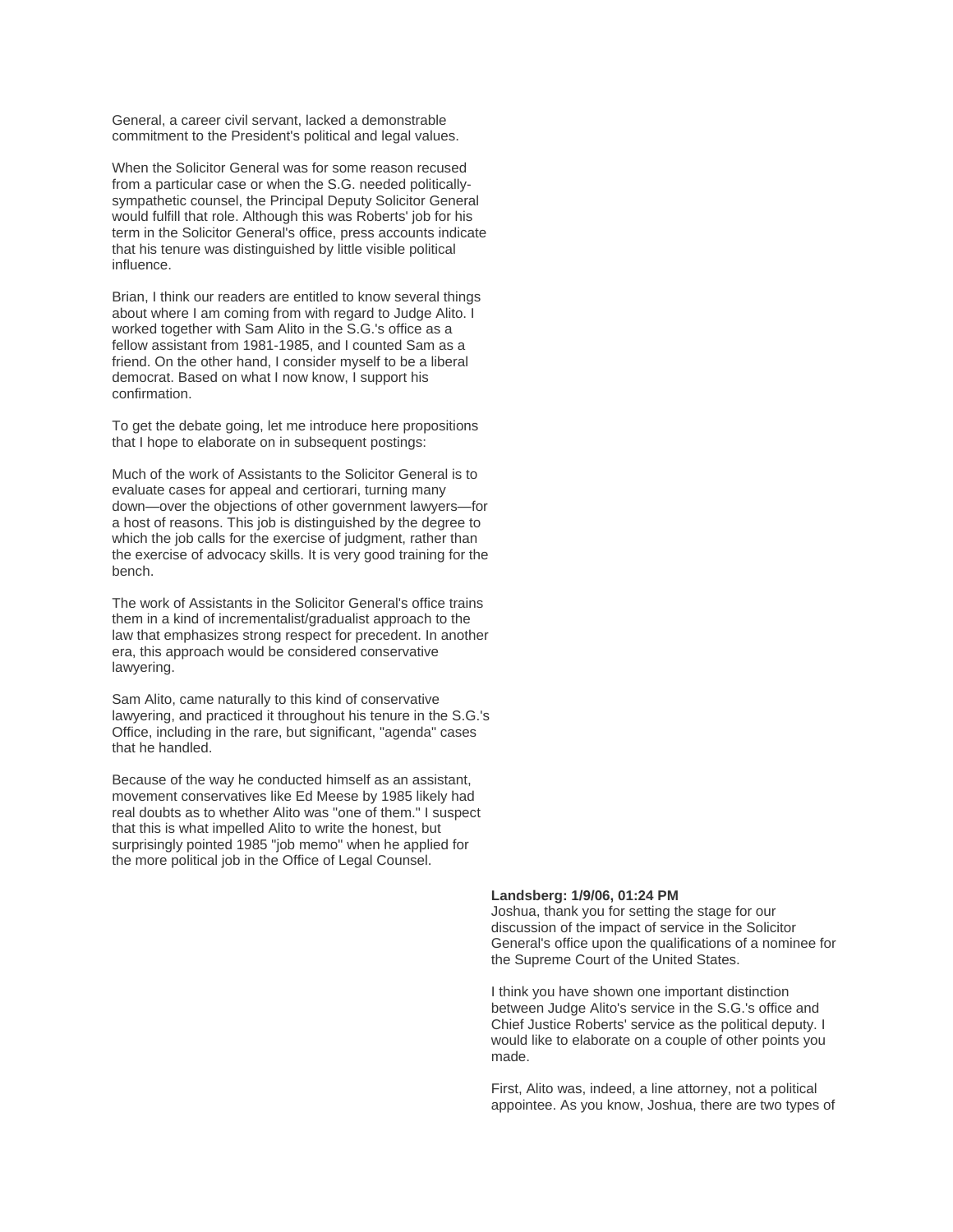General, a career civil servant, lacked a demonstrable commitment to the President's political and legal values.

When the Solicitor General was for some reason recused from a particular case or when the S.G. needed politically-sympathetic counsel, the Principal Deputy Solicitor General would fulfill that role. Although this was Roberts' job for his term in the Solicitor General's office, press accounts indicate that his tenure was distinguished by little visible political influence.

Brian, I think our readers are entitled to know several things about where I am coming from with regard to Judge Alito. I worked together with Sam Alito in the S.G.'s office as a fellow assistant from 1981-1985, and I counted Sam as a friend. On the other hand, I consider myself to be a liberal democrat. Based on what I now know, I support his confirmation.

To get the debate going, let me introduce here propositions that I hope to elaborate on in subsequent postings:

Much of the work of Assistants to the Solicitor General is to evaluate cases for appeal and certiorari, turning many down—over the objections of other government lawyers—for a host of reasons. This job is distinguished by the degree to which the job calls for the exercise of judgment, rather than the exercise of advocacy skills. It is very good training for the bench.

The work of Assistants in the Solicitor General's office trains them in a kind of incrementalist/gradualist approach to the law that emphasizes strong respect for precedent. In another era, this approach would be considered conservative lawyering.

Sam Alito, came naturally to this kind of conservative lawyering, and practiced it throughout his tenure in the S.G.'s Office, including in the rare, but significant, "agenda" cases that he handled.

Because of the way he conducted himself as an assistant, movement conservatives like Ed Meese by 1985 likely had real doubts as to whether Alito was "one of them." I suspect that this is what impelled Alito to write the honest, but surprisingly pointed 1985 "job memo" when he applied for the more political job in the Office of Legal Counsel.

**Landsberg: 1/9/06, 01:24 PM**
Joshua, thank you for setting the stage for our discussion of the impact of service in the Solicitor General's office upon the qualifications of a nominee for the Supreme Court of the United States.

I think you have shown one important distinction between Judge Alito's service in the S.G.'s office and Chief Justice Roberts' service as the political deputy. I would like to elaborate on a couple of other points you made.

First, Alito was, indeed, a line attorney, not a political appointee. As you know, Joshua, there are two types of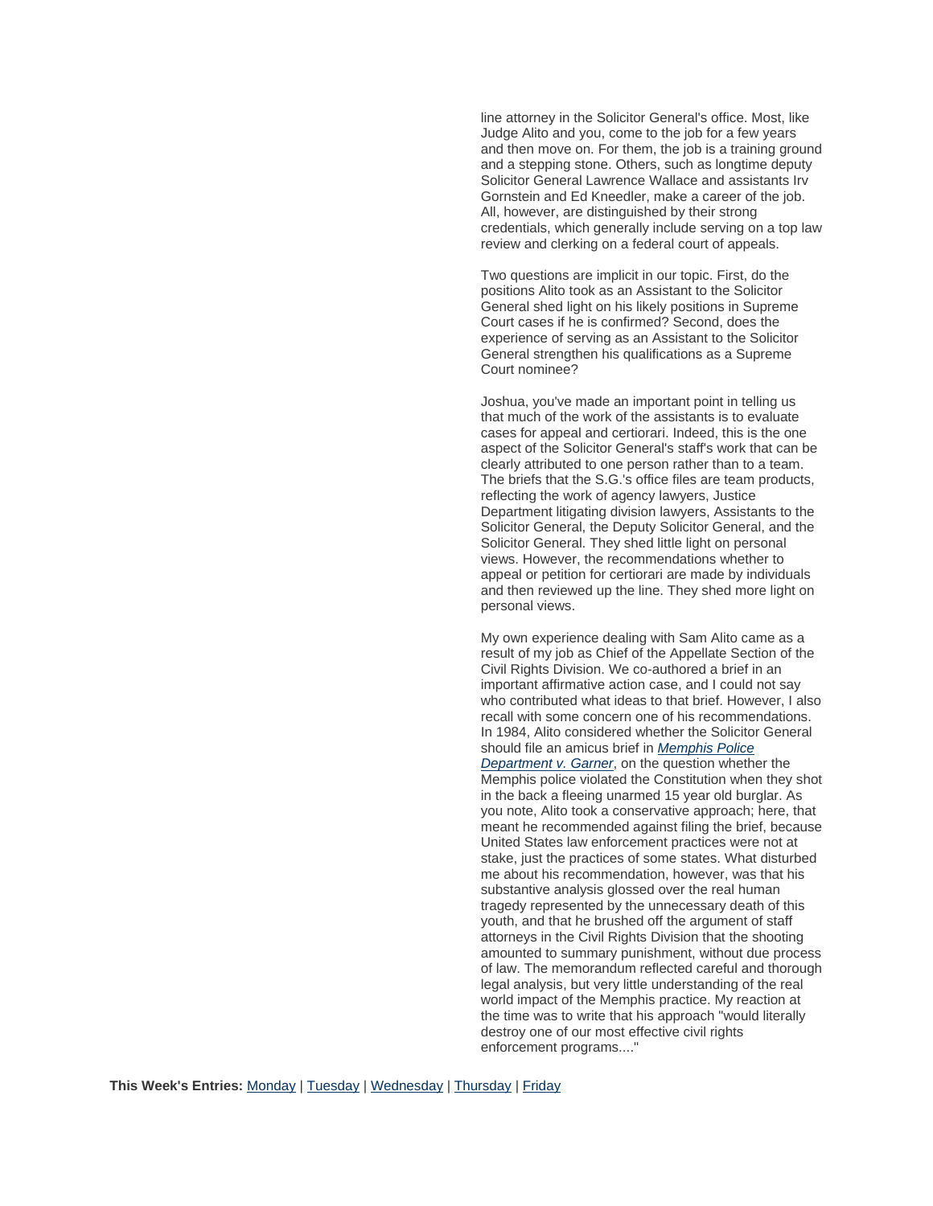line attorney in the Solicitor General's office. Most, like Judge Alito and you, come to the job for a few years and then move on. For them, the job is a training ground and a stepping stone. Others, such as longtime deputy Solicitor General Lawrence Wallace and assistants Irv Gornstein and Ed Kneedler, make a career of the job. All, however, are distinguished by their strong credentials, which generally include serving on a top law review and clerking on a federal court of appeals.

Two questions are implicit in our topic. First, do the positions Alito took as an Assistant to the Solicitor General shed light on his likely positions in Supreme Court cases if he is confirmed? Second, does the experience of serving as an Assistant to the Solicitor General strengthen his qualifications as a Supreme Court nominee?

Joshua, you've made an important point in telling us that much of the work of the assistants is to evaluate cases for appeal and certiorari. Indeed, this is the one aspect of the Solicitor General's staff's work that can be clearly attributed to one person rather than to a team. The briefs that the S.G.'s office files are team products, reflecting the work of agency lawyers, Justice Department litigating division lawyers, Assistants to the Solicitor General, the Deputy Solicitor General, and the Solicitor General. They shed little light on personal views. However, the recommendations whether to appeal or petition for certiorari are made by individuals and then reviewed up the line. They shed more light on personal views.

My own experience dealing with Sam Alito came as a result of my job as Chief of the Appellate Section of the Civil Rights Division. We co-authored a brief in an important affirmative action case, and I could not say who contributed what ideas to that brief. However, I also recall with some concern one of his recommendations. In 1984, Alito considered whether the Solicitor General should file an amicus brief in *Memphis Police Department v. Garner*, on the question whether the Memphis police violated the Constitution when they shot in the back a fleeing unarmed 15 year old burglar. As you note, Alito took a conservative approach; here, that meant he recommended against filing the brief, because United States law enforcement practices were not at stake, just the practices of some states. What disturbed me about his recommendation, however, was that his substantive analysis glossed over the real human tragedy represented by the unnecessary death of this youth, and that he brushed off the argument of staff attorneys in the Civil Rights Division that the shooting amounted to summary punishment, without due process of law. The memorandum reflected careful and thorough legal analysis, but very little understanding of the real world impact of the Memphis practice. My reaction at the time was to write that his approach "would literally destroy one of our most effective civil rights enforcement programs...."

**This Week's Entries:** Monday | Tuesday | Wednesday | Thursday | Friday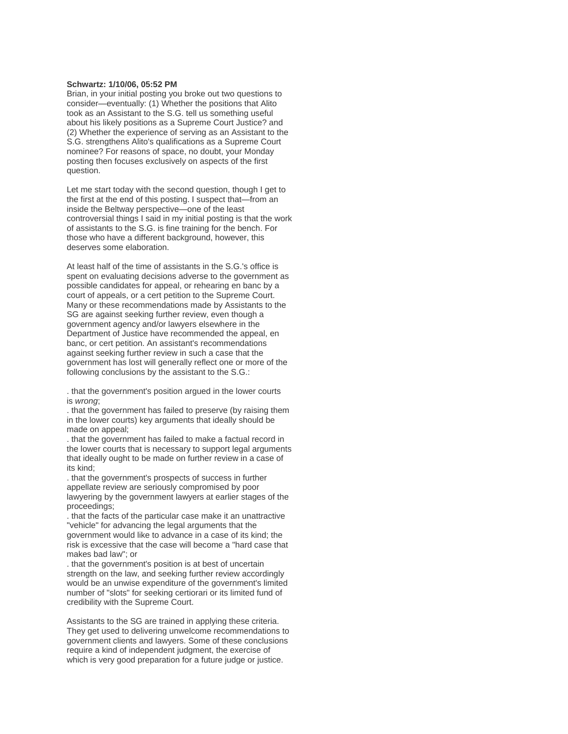**Schwartz: 1/10/06, 05:52 PM**
Brian, in your initial posting you broke out two questions to consider—eventually: (1) Whether the positions that Alito took as an Assistant to the S.G. tell us something useful about his likely positions as a Supreme Court Justice? and (2) Whether the experience of serving as an Assistant to the S.G. strengthens Alito's qualifications as a Supreme Court nominee? For reasons of space, no doubt, your Monday posting then focuses exclusively on aspects of the first question.

Let me start today with the second question, though I get to the first at the end of this posting. I suspect that—from an inside the Beltway perspective—one of the least controversial things I said in my initial posting is that the work of assistants to the S.G. is fine training for the bench. For those who have a different background, however, this deserves some elaboration.

At least half of the time of assistants in the S.G.'s office is spent on evaluating decisions adverse to the government as possible candidates for appeal, or rehearing en banc by a court of appeals, or a cert petition to the Supreme Court. Many or these recommendations made by Assistants to the SG are against seeking further review, even though a government agency and/or lawyers elsewhere in the Department of Justice have recommended the appeal, en banc, or cert petition. An assistant's recommendations against seeking further review in such a case that the government has lost will generally reflect one or more of the following conclusions by the assistant to the S.G.:

. that the government's position argued in the lower courts is *wrong*;
. that the government has failed to preserve (by raising them in the lower courts) key arguments that ideally should be made on appeal;
. that the government has failed to make a factual record in the lower courts that is necessary to support legal arguments that ideally ought to be made on further review in a case of its kind;
. that the government's prospects of success in further appellate review are seriously compromised by poor lawyering by the government lawyers at earlier stages of the proceedings;
. that the facts of the particular case make it an unattractive "vehicle" for advancing the legal arguments that the government would like to advance in a case of its kind; the risk is excessive that the case will become a "hard case that makes bad law"; or
. that the government's position is at best of uncertain strength on the law, and seeking further review accordingly would be an unwise expenditure of the government's limited number of "slots" for seeking certiorari or its limited fund of credibility with the Supreme Court.

Assistants to the SG are trained in applying these criteria. They get used to delivering unwelcome recommendations to government clients and lawyers. Some of these conclusions require a kind of independent judgment, the exercise of which is very good preparation for a future judge or justice.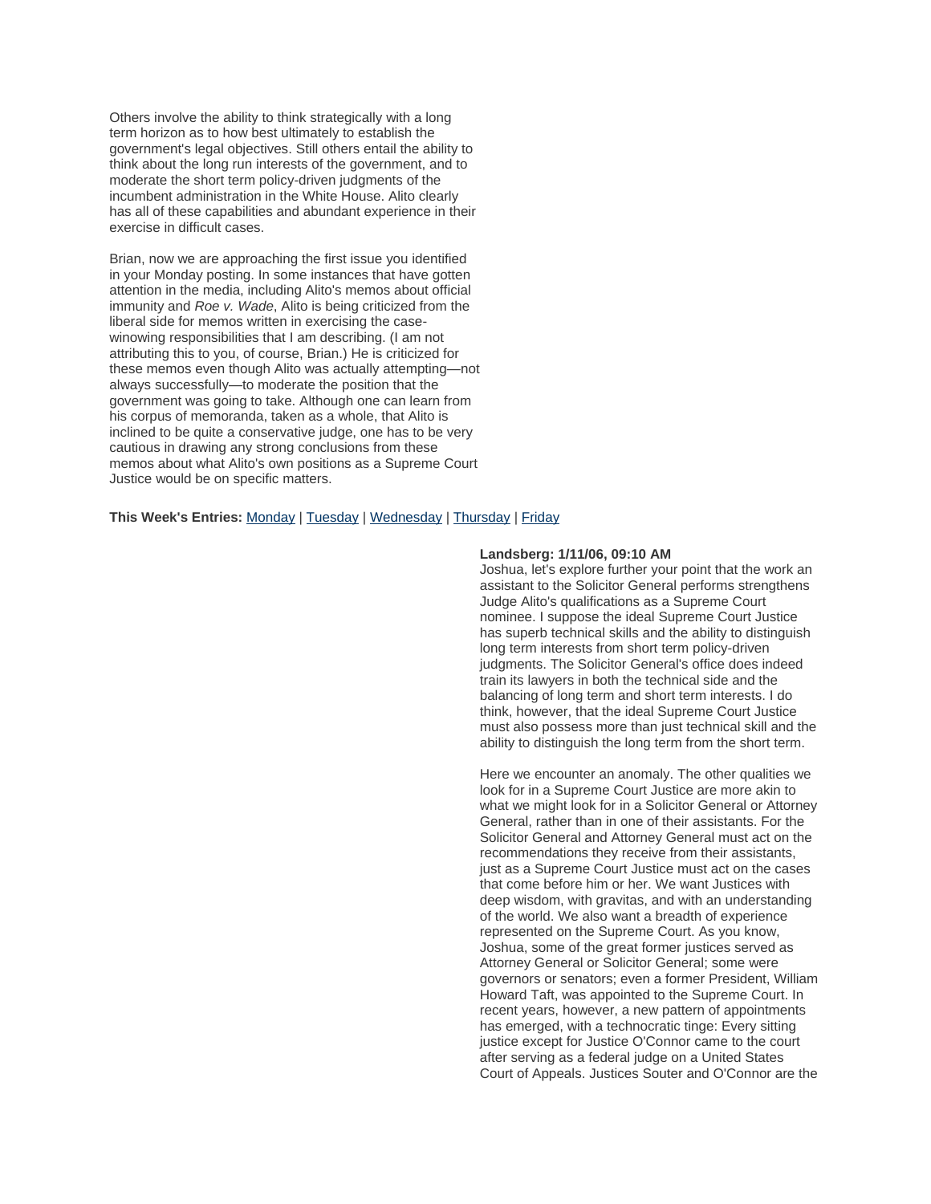Others involve the ability to think strategically with a long term horizon as to how best ultimately to establish the government's legal objectives. Still others entail the ability to think about the long run interests of the government, and to moderate the short term policy-driven judgments of the incumbent administration in the White House. Alito clearly has all of these capabilities and abundant experience in their exercise in difficult cases.

Brian, now we are approaching the first issue you identified in your Monday posting. In some instances that have gotten attention in the media, including Alito's memos about official immunity and *Roe v. Wade*, Alito is being criticized from the liberal side for memos written in exercising the case-winowing responsibilities that I am describing. (I am not attributing this to you, of course, Brian.) He is criticized for these memos even though Alito was actually attempting—not always successfully—to moderate the position that the government was going to take. Although one can learn from his corpus of memoranda, taken as a whole, that Alito is inclined to be quite a conservative judge, one has to be very cautious in drawing any strong conclusions from these memos about what Alito's own positions as a Supreme Court Justice would be on specific matters.

**This Week's Entries:** Monday | Tuesday | Wednesday | Thursday | Friday

**Landsberg: 1/11/06, 09:10 AM**

Joshua, let's explore further your point that the work an assistant to the Solicitor General performs strengthens Judge Alito's qualifications as a Supreme Court nominee. I suppose the ideal Supreme Court Justice has superb technical skills and the ability to distinguish long term interests from short term policy-driven judgments. The Solicitor General's office does indeed train its lawyers in both the technical side and the balancing of long term and short term interests. I do think, however, that the ideal Supreme Court Justice must also possess more than just technical skill and the ability to distinguish the long term from the short term.

Here we encounter an anomaly. The other qualities we look for in a Supreme Court Justice are more akin to what we might look for in a Solicitor General or Attorney General, rather than in one of their assistants. For the Solicitor General and Attorney General must act on the recommendations they receive from their assistants, just as a Supreme Court Justice must act on the cases that come before him or her. We want Justices with deep wisdom, with gravitas, and with an understanding of the world. We also want a breadth of experience represented on the Supreme Court. As you know, Joshua, some of the great former justices served as Attorney General or Solicitor General; some were governors or senators; even a former President, William Howard Taft, was appointed to the Supreme Court. In recent years, however, a new pattern of appointments has emerged, with a technocratic tinge: Every sitting justice except for Justice O'Connor came to the court after serving as a federal judge on a United States Court of Appeals. Justices Souter and O'Connor are the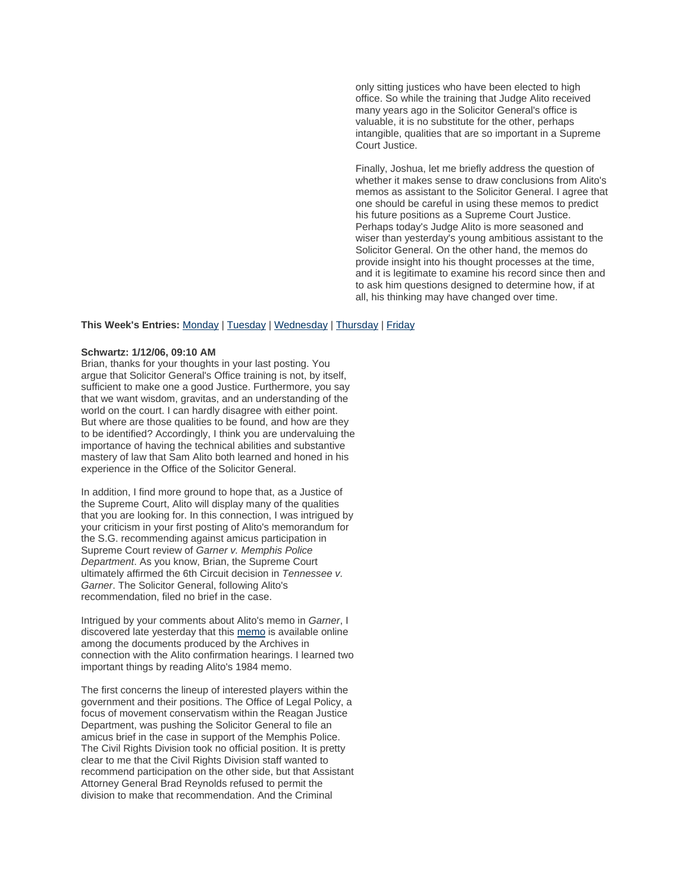only sitting justices who have been elected to high office. So while the training that Judge Alito received many years ago in the Solicitor General's office is valuable, it is no substitute for the other, perhaps intangible, qualities that are so important in a Supreme Court Justice.

Finally, Joshua, let me briefly address the question of whether it makes sense to draw conclusions from Alito's memos as assistant to the Solicitor General. I agree that one should be careful in using these memos to predict his future positions as a Supreme Court Justice. Perhaps today's Judge Alito is more seasoned and wiser than yesterday's young ambitious assistant to the Solicitor General. On the other hand, the memos do provide insight into his thought processes at the time, and it is legitimate to examine his record since then and to ask him questions designed to determine how, if at all, his thinking may have changed over time.

**This Week's Entries:** Monday | Tuesday | Wednesday | Thursday | Friday

**Schwartz: 1/12/06, 09:10 AM**

Brian, thanks for your thoughts in your last posting. You argue that Solicitor General's Office training is not, by itself, sufficient to make one a good Justice. Furthermore, you say that we want wisdom, gravitas, and an understanding of the world on the court. I can hardly disagree with either point. But where are those qualities to be found, and how are they to be identified? Accordingly, I think you are undervaluing the importance of having the technical abilities and substantive mastery of law that Sam Alito both learned and honed in his experience in the Office of the Solicitor General.

In addition, I find more ground to hope that, as a Justice of the Supreme Court, Alito will display many of the qualities that you are looking for. In this connection, I was intrigued by your criticism in your first posting of Alito's memorandum for the S.G. recommending against amicus participation in Supreme Court review of *Garner v. Memphis Police Department*. As you know, Brian, the Supreme Court ultimately affirmed the 6th Circuit decision in *Tennessee v. Garner*. The Solicitor General, following Alito's recommendation, filed no brief in the case.

Intrigued by your comments about Alito's memo in *Garner*, I discovered late yesterday that this memo is available online among the documents produced by the Archives in connection with the Alito confirmation hearings. I learned two important things by reading Alito's 1984 memo.

The first concerns the lineup of interested players within the government and their positions. The Office of Legal Policy, a focus of movement conservatism within the Reagan Justice Department, was pushing the Solicitor General to file an amicus brief in the case in support of the Memphis Police. The Civil Rights Division took no official position. It is pretty clear to me that the Civil Rights Division staff wanted to recommend participation on the other side, but that Assistant Attorney General Brad Reynolds refused to permit the division to make that recommendation. And the Criminal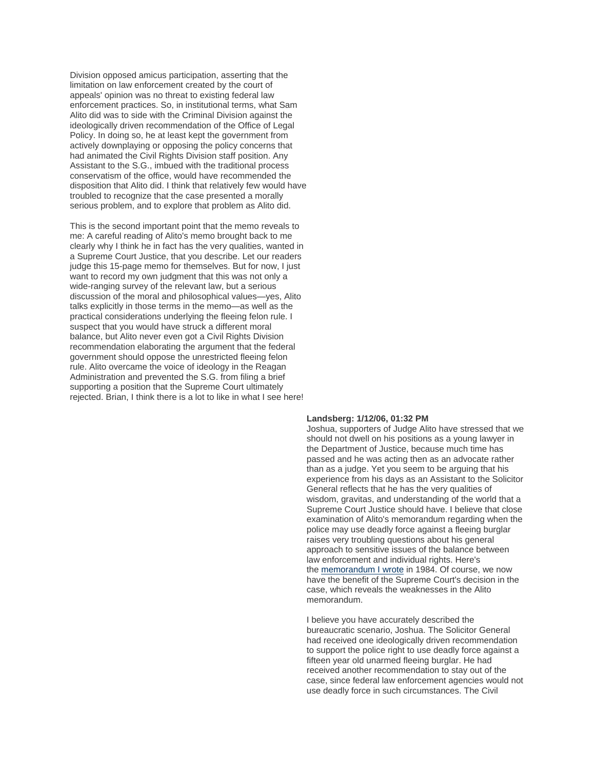Division opposed amicus participation, asserting that the limitation on law enforcement created by the court of appeals' opinion was no threat to existing federal law enforcement practices. So, in institutional terms, what Sam Alito did was to side with the Criminal Division against the ideologically driven recommendation of the Office of Legal Policy. In doing so, he at least kept the government from actively downplaying or opposing the policy concerns that had animated the Civil Rights Division staff position. Any Assistant to the S.G., imbued with the traditional process conservatism of the office, would have recommended the disposition that Alito did. I think that relatively few would have troubled to recognize that the case presented a morally serious problem, and to explore that problem as Alito did.

This is the second important point that the memo reveals to me: A careful reading of Alito's memo brought back to me clearly why I think he in fact has the very qualities, wanted in a Supreme Court Justice, that you describe. Let our readers judge this 15-page memo for themselves. But for now, I just want to record my own judgment that this was not only a wide-ranging survey of the relevant law, but a serious discussion of the moral and philosophical values—yes, Alito talks explicitly in those terms in the memo—as well as the practical considerations underlying the fleeing felon rule. I suspect that you would have struck a different moral balance, but Alito never even got a Civil Rights Division recommendation elaborating the argument that the federal government should oppose the unrestricted fleeing felon rule. Alito overcame the voice of ideology in the Reagan Administration and prevented the S.G. from filing a brief supporting a position that the Supreme Court ultimately rejected. Brian, I think there is a lot to like in what I see here!

**Landsberg: 1/12/06, 01:32 PM**

Joshua, supporters of Judge Alito have stressed that we should not dwell on his positions as a young lawyer in the Department of Justice, because much time has passed and he was acting then as an advocate rather than as a judge. Yet you seem to be arguing that his experience from his days as an Assistant to the Solicitor General reflects that he has the very qualities of wisdom, gravitas, and understanding of the world that a Supreme Court Justice should have. I believe that close examination of Alito's memorandum regarding when the police may use deadly force against a fleeing burglar raises very troubling questions about his general approach to sensitive issues of the balance between law enforcement and individual rights. Here's the memorandum I wrote in 1984. Of course, we now have the benefit of the Supreme Court's decision in the case, which reveals the weaknesses in the Alito memorandum.

I believe you have accurately described the bureaucratic scenario, Joshua. The Solicitor General had received one ideologically driven recommendation to support the police right to use deadly force against a fifteen year old unarmed fleeing burglar. He had received another recommendation to stay out of the case, since federal law enforcement agencies would not use deadly force in such circumstances. The Civil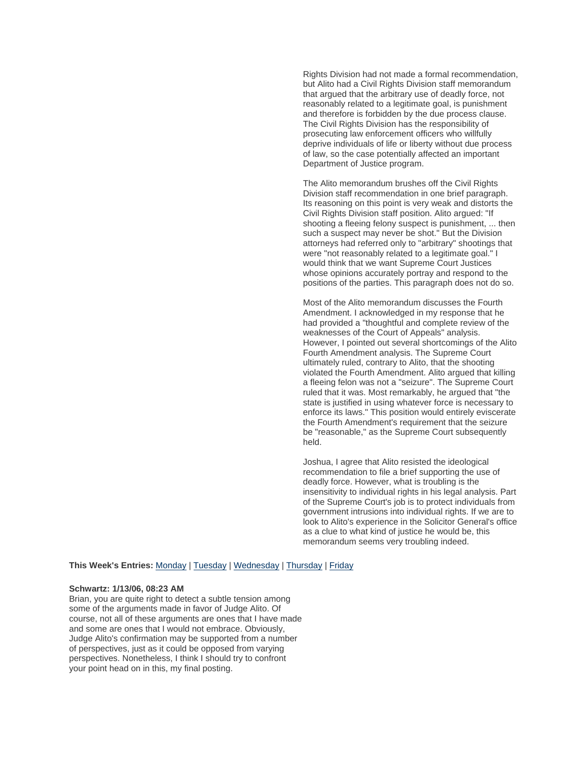Rights Division had not made a formal recommendation, but Alito had a Civil Rights Division staff memorandum that argued that the arbitrary use of deadly force, not reasonably related to a legitimate goal, is punishment and therefore is forbidden by the due process clause. The Civil Rights Division has the responsibility of prosecuting law enforcement officers who willfully deprive individuals of life or liberty without due process of law, so the case potentially affected an important Department of Justice program.

The Alito memorandum brushes off the Civil Rights Division staff recommendation in one brief paragraph. Its reasoning on this point is very weak and distorts the Civil Rights Division staff position. Alito argued: "If shooting a fleeing felony suspect is punishment, ... then such a suspect may never be shot." But the Division attorneys had referred only to "arbitrary" shootings that were "not reasonably related to a legitimate goal." I would think that we want Supreme Court Justices whose opinions accurately portray and respond to the positions of the parties. This paragraph does not do so.

Most of the Alito memorandum discusses the Fourth Amendment. I acknowledged in my response that he had provided a "thoughtful and complete review of the weaknesses of the Court of Appeals" analysis. However, I pointed out several shortcomings of the Alito Fourth Amendment analysis. The Supreme Court ultimately ruled, contrary to Alito, that the shooting violated the Fourth Amendment. Alito argued that killing a fleeing felon was not a "seizure". The Supreme Court ruled that it was. Most remarkably, he argued that "the state is justified in using whatever force is necessary to enforce its laws." This position would entirely eviscerate the Fourth Amendment's requirement that the seizure be "reasonable," as the Supreme Court subsequently held.

Joshua, I agree that Alito resisted the ideological recommendation to file a brief supporting the use of deadly force. However, what is troubling is the insensitivity to individual rights in his legal analysis. Part of the Supreme Court's job is to protect individuals from government intrusions into individual rights. If we are to look to Alito's experience in the Solicitor General's office as a clue to what kind of justice he would be, this memorandum seems very troubling indeed.

**This Week's Entries:** Monday | Tuesday | Wednesday | Thursday | Friday

**Schwartz: 1/13/06, 08:23 AM**

Brian, you are quite right to detect a subtle tension among some of the arguments made in favor of Judge Alito. Of course, not all of these arguments are ones that I have made and some are ones that I would not embrace. Obviously, Judge Alito's confirmation may be supported from a number of perspectives, just as it could be opposed from varying perspectives. Nonetheless, I think I should try to confront your point head on in this, my final posting.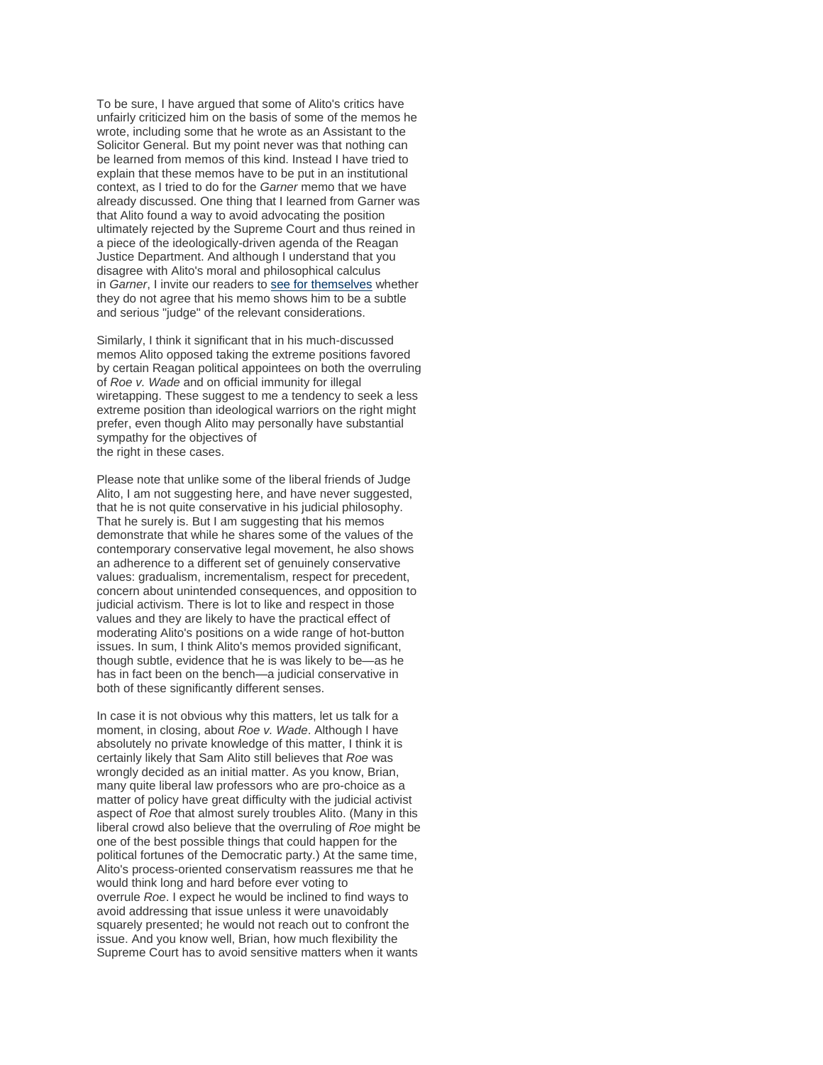To be sure, I have argued that some of Alito's critics have unfairly criticized him on the basis of some of the memos he wrote, including some that he wrote as an Assistant to the Solicitor General. But my point never was that nothing can be learned from memos of this kind. Instead I have tried to explain that these memos have to be put in an institutional context, as I tried to do for the *Garner* memo that we have already discussed. One thing that I learned from Garner was that Alito found a way to avoid advocating the position ultimately rejected by the Supreme Court and thus reined in a piece of the ideologically-driven agenda of the Reagan Justice Department. And although I understand that you disagree with Alito's moral and philosophical calculus in *Garner*, I invite our readers to see for themselves whether they do not agree that his memo shows him to be a subtle and serious "judge" of the relevant considerations.

Similarly, I think it significant that in his much-discussed memos Alito opposed taking the extreme positions favored by certain Reagan political appointees on both the overruling of *Roe v. Wade* and on official immunity for illegal wiretapping. These suggest to me a tendency to seek a less extreme position than ideological warriors on the right might prefer, even though Alito may personally have substantial sympathy for the objectives of the right in these cases.

Please note that unlike some of the liberal friends of Judge Alito, I am not suggesting here, and have never suggested, that he is not quite conservative in his judicial philosophy. That he surely is. But I am suggesting that his memos demonstrate that while he shares some of the values of the contemporary conservative legal movement, he also shows an adherence to a different set of genuinely conservative values: gradualism, incrementalism, respect for precedent, concern about unintended consequences, and opposition to judicial activism. There is lot to like and respect in those values and they are likely to have the practical effect of moderating Alito's positions on a wide range of hot-button issues. In sum, I think Alito's memos provided significant, though subtle, evidence that he is was likely to be—as he has in fact been on the bench—a judicial conservative in both of these significantly different senses.

In case it is not obvious why this matters, let us talk for a moment, in closing, about *Roe v. Wade*. Although I have absolutely no private knowledge of this matter, I think it is certainly likely that Sam Alito still believes that *Roe* was wrongly decided as an initial matter. As you know, Brian, many quite liberal law professors who are pro-choice as a matter of policy have great difficulty with the judicial activist aspect of *Roe* that almost surely troubles Alito. (Many in this liberal crowd also believe that the overruling of *Roe* might be one of the best possible things that could happen for the political fortunes of the Democratic party.) At the same time, Alito's process-oriented conservatism reassures me that he would think long and hard before ever voting to overrule *Roe*. I expect he would be inclined to find ways to avoid addressing that issue unless it were unavoidably squarely presented; he would not reach out to confront the issue. And you know well, Brian, how much flexibility the Supreme Court has to avoid sensitive matters when it wants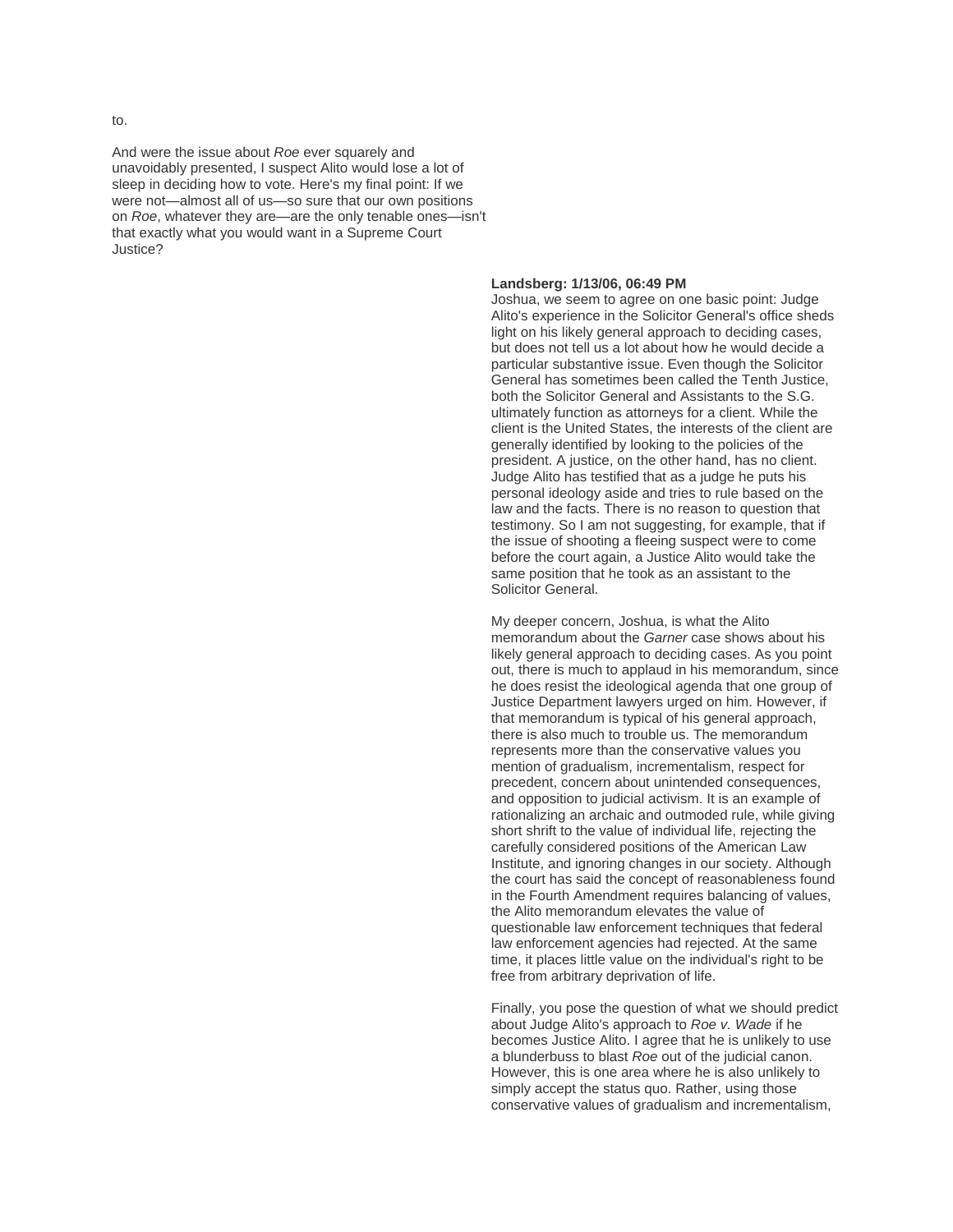to.

And were the issue about *Roe* ever squarely and unavoidably presented, I suspect Alito would lose a lot of sleep in deciding how to vote. Here's my final point: If we were not—almost all of us—so sure that our own positions on *Roe*, whatever they are—are the only tenable ones—isn't that exactly what you would want in a Supreme Court Justice?

**Landsberg: 1/13/06, 06:49 PM**
Joshua, we seem to agree on one basic point: Judge Alito's experience in the Solicitor General's office sheds light on his likely general approach to deciding cases, but does not tell us a lot about how he would decide a particular substantive issue. Even though the Solicitor General has sometimes been called the Tenth Justice, both the Solicitor General and Assistants to the S.G. ultimately function as attorneys for a client. While the client is the United States, the interests of the client are generally identified by looking to the policies of the president. A justice, on the other hand, has no client. Judge Alito has testified that as a judge he puts his personal ideology aside and tries to rule based on the law and the facts. There is no reason to question that testimony. So I am not suggesting, for example, that if the issue of shooting a fleeing suspect were to come before the court again, a Justice Alito would take the same position that he took as an assistant to the Solicitor General.

My deeper concern, Joshua, is what the Alito memorandum about the *Garner* case shows about his likely general approach to deciding cases. As you point out, there is much to applaud in his memorandum, since he does resist the ideological agenda that one group of Justice Department lawyers urged on him. However, if that memorandum is typical of his general approach, there is also much to trouble us. The memorandum represents more than the conservative values you mention of gradualism, incrementalism, respect for precedent, concern about unintended consequences, and opposition to judicial activism. It is an example of rationalizing an archaic and outmoded rule, while giving short shrift to the value of individual life, rejecting the carefully considered positions of the American Law Institute, and ignoring changes in our society. Although the court has said the concept of reasonableness found in the Fourth Amendment requires balancing of values, the Alito memorandum elevates the value of questionable law enforcement techniques that federal law enforcement agencies had rejected. At the same time, it places little value on the individual's right to be free from arbitrary deprivation of life.

Finally, you pose the question of what we should predict about Judge Alito's approach to *Roe v. Wade* if he becomes Justice Alito. I agree that he is unlikely to use a blunderbuss to blast *Roe* out of the judicial canon. However, this is one area where he is also unlikely to simply accept the status quo. Rather, using those conservative values of gradualism and incrementalism,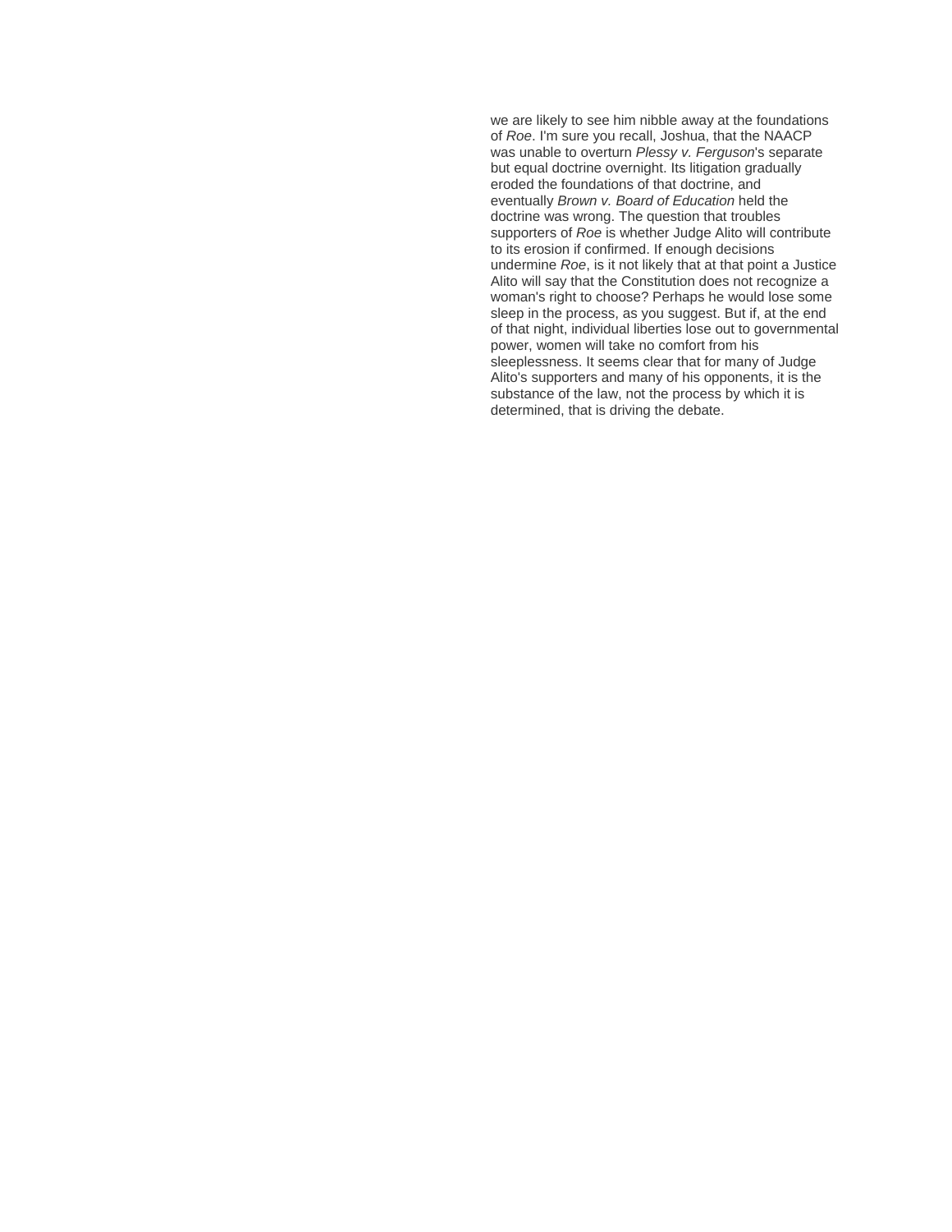we are likely to see him nibble away at the foundations of *Roe*. I'm sure you recall, Joshua, that the NAACP was unable to overturn *Plessy v. Ferguson*'s separate but equal doctrine overnight. Its litigation gradually eroded the foundations of that doctrine, and eventually *Brown v. Board of Education* held the doctrine was wrong. The question that troubles supporters of *Roe* is whether Judge Alito will contribute to its erosion if confirmed. If enough decisions undermine *Roe*, is it not likely that at that point a Justice Alito will say that the Constitution does not recognize a woman's right to choose? Perhaps he would lose some sleep in the process, as you suggest. But if, at the end of that night, individual liberties lose out to governmental power, women will take no comfort from his sleeplessness. It seems clear that for many of Judge Alito's supporters and many of his opponents, it is the substance of the law, not the process by which it is determined, that is driving the debate.